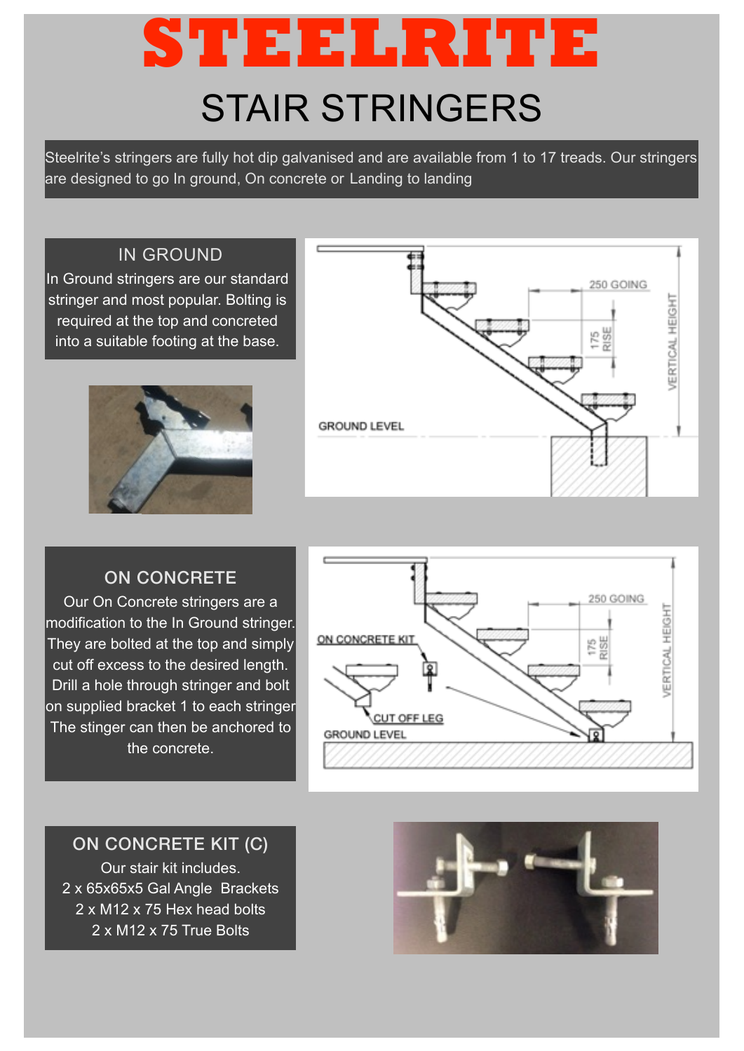# STEELRITE

## STAIR STRINGERS

Steelrite's stringers are fully hot dip galvanised and are available from 1 to 17 treads. Our stringers are designed to go In ground, On concrete or Landing to landing

### IN GROUND

In Ground stringers are our standard stringer and most popular. Bolting is required at the top and concreted into a suitable footing at the base.

### ON CONCRETE

Our On Concrete stringers are a modification to the In Ground stringer. They are bolted at the top and simply cut off excess to the desired length. Drill a hole through stringer and bolt on supplied bracket 1 to each stringer The stinger can then be anchored to the concrete.

### ON CONCRETE KIT (C)

Our stair kit includes.

2 x 65x65x5 Gal Angle Brackets

2 x M12 x 75 Hex head bolts

2 x M12 x 75 True Bolts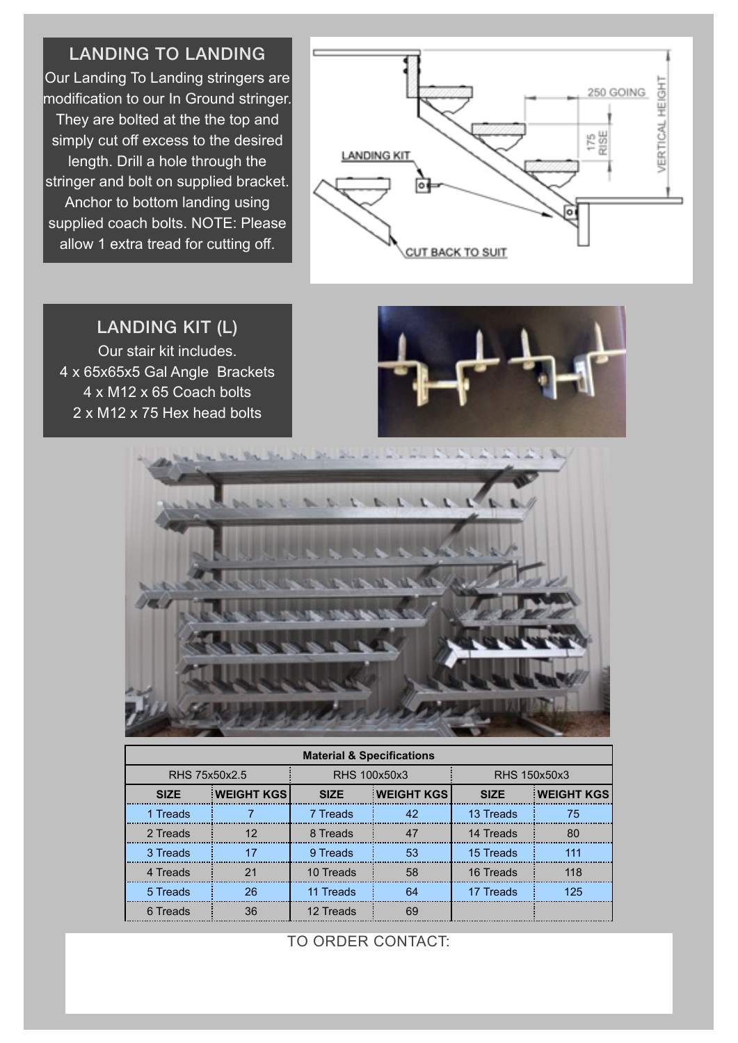## LANDING TO LANDING

Our Landing To Landing stringers are modification to our In Ground stringer. They are bolted at the the top and simply cut off excess to the desired length. Drill a hole through the stringer and bolt on supplied bracket. Anchor to bottom landing using supplied coach bolts. NOTE: Please allow 1 extra tread for cutting off.

LANDING KIT

250 GOING

175 RISE

VERTICAL HEIGHT

CUT BACK TO SUIT

## LANDING KIT (L)

Our stair kit includes.

4 x 65x65x5 Gal Angle Brackets

4 x M12 x 65 Coach bolts

2 x M12 x 75 Hex head bolts

| Material & Specifications | | | | | |
|---|---|---|---|---|---|
| RHS 75x50x2.5 | | RHS 100x50x3 | | RHS 150x50x3 | |
| SIZE | WEIGHT KGS | SIZE | WEIGHT KGS | SIZE | WEIGHT KGS |
| 1 Treads | 7 | 7 Treads | 42 | 13 Treads | 75 |
| 2 Treads | 12 | 8 Treads | 47 | 14 Treads | 80 |
| 3 Treads | 17 | 9 Treads | 53 | 15 Treads | 111 |
| 4 Treads | 21 | 10 Treads | 58 | 16 Treads | 118 |
| 5 Treads | 26 | 11 Treads | 64 | 17 Treads | 125 |
| 6 Treads | 36 | 12 Treads | 69 | | |

TO ORDER CONTACT: